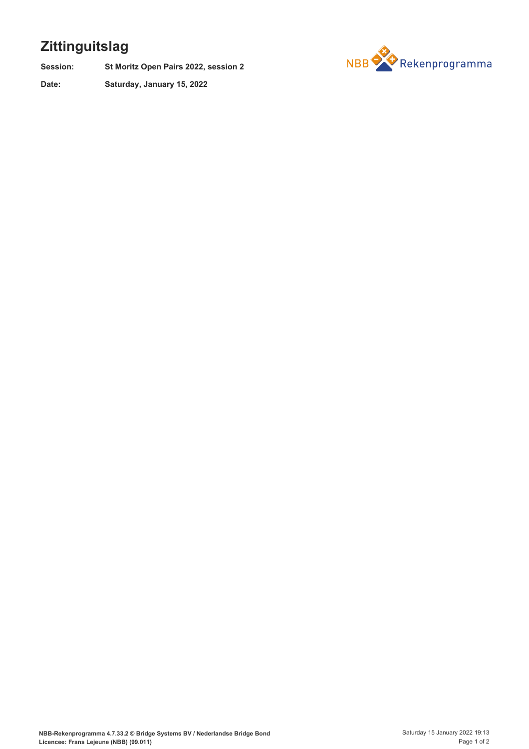# Zittinguitslag

**Session:** St Moritz Open Pairs 2022, session 2

**Date:** Saturday, January 15, 2022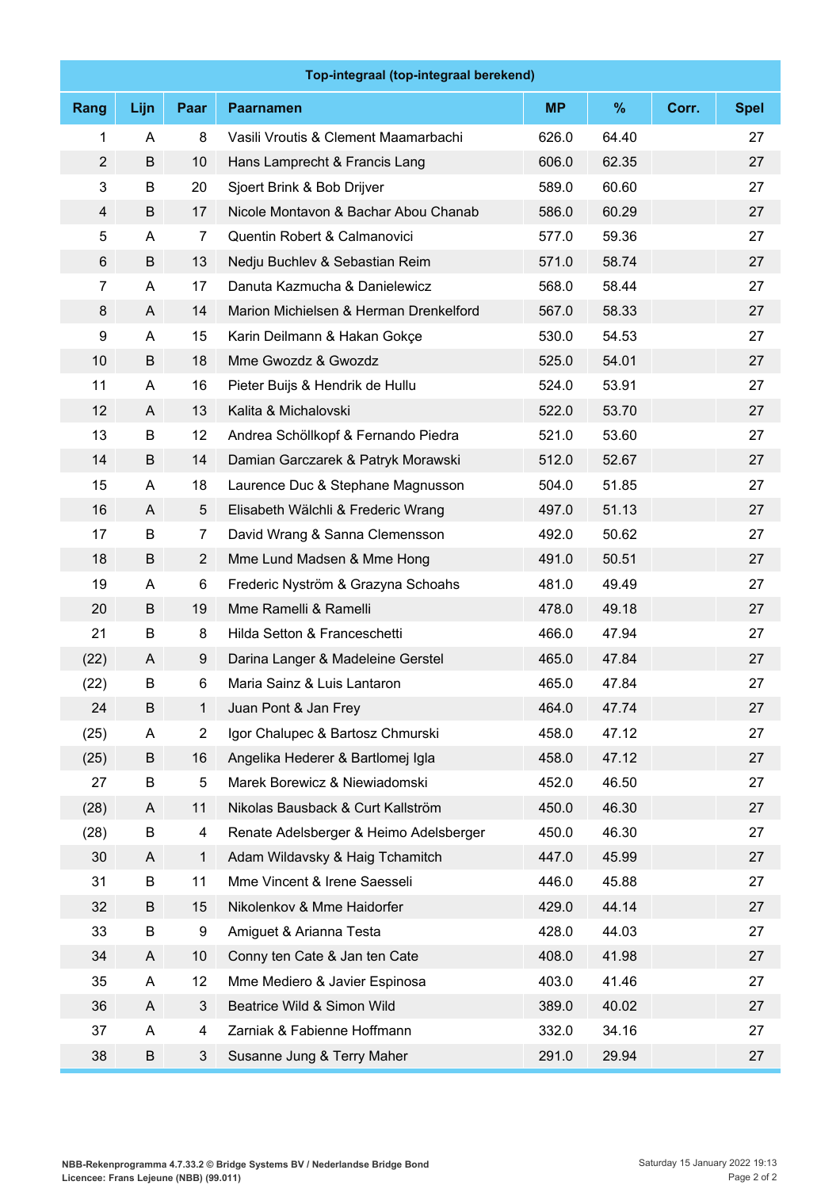| Top-integraal (top-integraal berekend) | | | | | | | |
|---|---|---|---|---|---|---|---|
| **Rang** | **Lijn** | **Paar** | **Paarnamen** | **MP** | **%** | **Corr.** | **Spel** |
| 1 | A | 8 | Vasili Vroutis & Clement Maamarbachi | 626.0 | 64.40 | | 27 |
| 2 | B | 10 | Hans Lamprecht & Francis Lang | 606.0 | 62.35 | | 27 |
| 3 | B | 20 | Sjoert Brink & Bob Drijver | 589.0 | 60.60 | | 27 |
| 4 | B | 17 | Nicole Montavon & Bachar Abou Chanab | 586.0 | 60.29 | | 27 |
| 5 | A | 7 | Quentin Robert & Calmanovici | 577.0 | 59.36 | | 27 |
| 6 | B | 13 | Nedju Buchlev & Sebastian Reim | 571.0 | 58.74 | | 27 |
| 7 | A | 17 | Danuta Kazmucha & Danielewicz | 568.0 | 58.44 | | 27 |
| 8 | A | 14 | Marion Michielsen & Herman Drenkelford | 567.0 | 58.33 | | 27 |
| 9 | A | 15 | Karin Deilmann & Hakan Gokçe | 530.0 | 54.53 | | 27 |
| 10 | B | 18 | Mme Gwozdz & Gwozdz | 525.0 | 54.01 | | 27 |
| 11 | A | 16 | Pieter Buijs & Hendrik de Hullu | 524.0 | 53.91 | | 27 |
| 12 | A | 13 | Kalita & Michalovski | 522.0 | 53.70 | | 27 |
| 13 | B | 12 | Andrea Schöllkopf & Fernando Piedra | 521.0 | 53.60 | | 27 |
| 14 | B | 14 | Damian Garczarek & Patryk Morawski | 512.0 | 52.67 | | 27 |
| 15 | A | 18 | Laurence Duc & Stephane Magnusson | 504.0 | 51.85 | | 27 |
| 16 | A | 5 | Elisabeth Wälchli & Frederic Wrang | 497.0 | 51.13 | | 27 |
| 17 | B | 7 | David Wrang & Sanna Clemensson | 492.0 | 50.62 | | 27 |
| 18 | B | 2 | Mme Lund Madsen & Mme Hong | 491.0 | 50.51 | | 27 |
| 19 | A | 6 | Frederic Nyström & Grazyna Schoahs | 481.0 | 49.49 | | 27 |
| 20 | B | 19 | Mme Ramelli & Ramelli | 478.0 | 49.18 | | 27 |
| 21 | B | 8 | Hilda Setton & Franceschetti | 466.0 | 47.94 | | 27 |
| (22) | A | 9 | Darina Langer & Madeleine Gerstel | 465.0 | 47.84 | | 27 |
| (22) | B | 6 | Maria Sainz & Luis Lantaron | 465.0 | 47.84 | | 27 |
| 24 | B | 1 | Juan Pont & Jan Frey | 464.0 | 47.74 | | 27 |
| (25) | A | 2 | Igor Chalupec & Bartosz Chmurski | 458.0 | 47.12 | | 27 |
| (25) | B | 16 | Angelika Hederer & Bartlomej Igla | 458.0 | 47.12 | | 27 |
| 27 | B | 5 | Marek Borewicz & Niewiadomski | 452.0 | 46.50 | | 27 |
| (28) | A | 11 | Nikolas Bausback & Curt Kallström | 450.0 | 46.30 | | 27 |
| (28) | B | 4 | Renate Adelsberger & Heimo Adelsberger | 450.0 | 46.30 | | 27 |
| 30 | A | 1 | Adam Wildavsky & Haig Tchamitch | 447.0 | 45.99 | | 27 |
| 31 | B | 11 | Mme Vincent & Irene Saesseli | 446.0 | 45.88 | | 27 |
| 32 | B | 15 | Nikolenkov & Mme Haidorfer | 429.0 | 44.14 | | 27 |
| 33 | B | 9 | Amiguet & Arianna Testa | 428.0 | 44.03 | | 27 |
| 34 | A | 10 | Conny ten Cate & Jan ten Cate | 408.0 | 41.98 | | 27 |
| 35 | A | 12 | Mme Mediero & Javier Espinosa | 403.0 | 41.46 | | 27 |
| 36 | A | 3 | Beatrice Wild & Simon Wild | 389.0 | 40.02 | | 27 |
| 37 | A | 4 | Zarniak & Fabienne Hoffmann | 332.0 | 34.16 | | 27 |
| 38 | B | 3 | Susanne Jung & Terry Maher | 291.0 | 29.94 | | 27 |

**NBB-Rekenprogramma 4.7.33.2 © Bridge Systems BV / Nederlandse Bridge Bond**
**Licencee: Frans Lejeune (NBB) (99.011)**

Saturday 15 January 2022 19:13